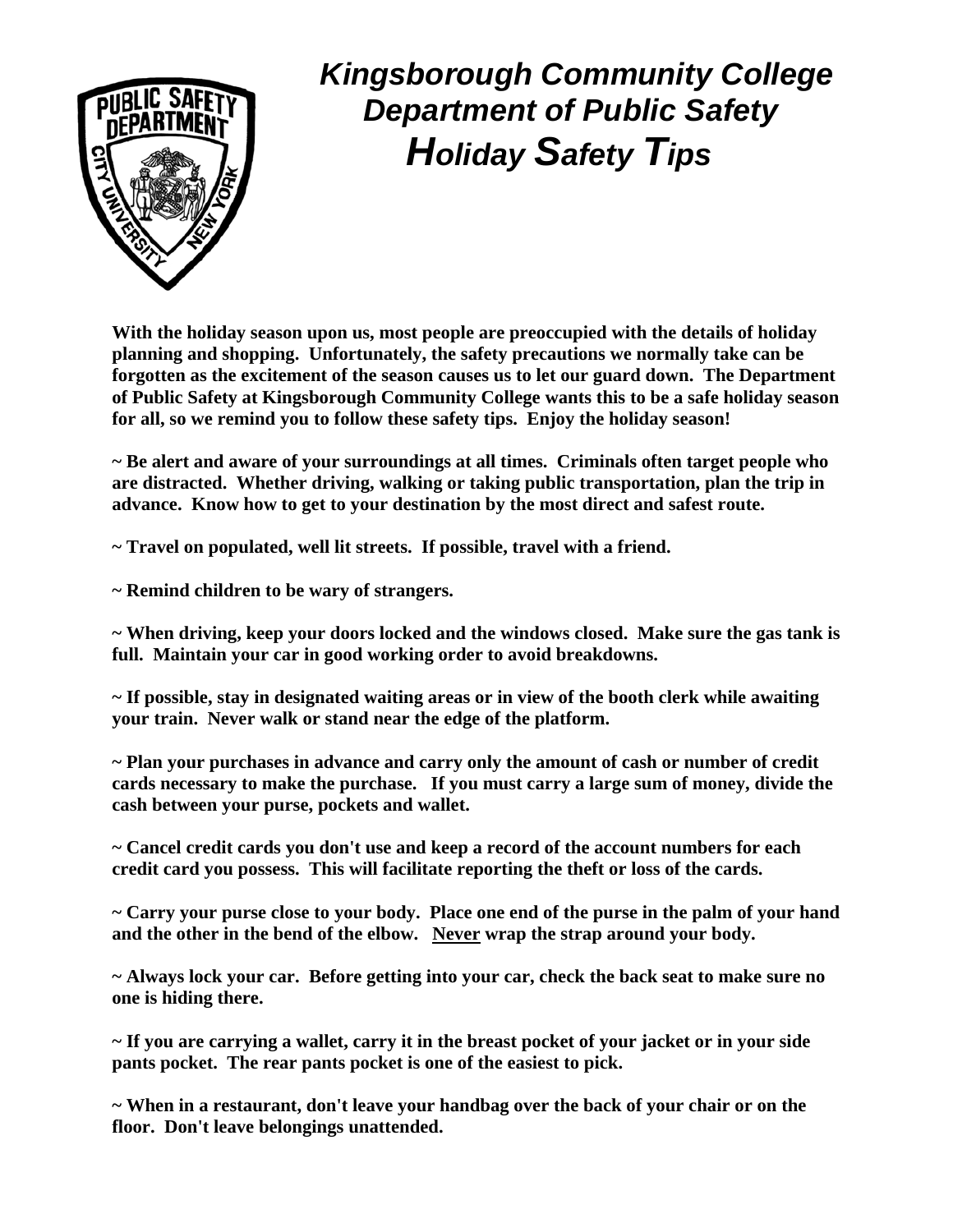# *Kingsborough Community College*
## *Department of Public Safety*
## ***H**oliday **S**afety **T**ips*

**With the holiday season upon us, most people are preoccupied with the details of holiday planning and shopping. Unfortunately, the safety precautions we normally take can be forgotten as the excitement of the season causes us to let our guard down. The Department of Public Safety at Kingsborough Community College wants this to be a safe holiday season for all, so we remind you to follow these safety tips. Enjoy the holiday season!**

**~ Be alert and aware of your surroundings at all times. Criminals often target people who are distracted. Whether driving, walking or taking public transportation, plan the trip in advance. Know how to get to your destination by the most direct and safest route.**

**~ Travel on populated, well lit streets. If possible, travel with a friend.**

**~ Remind children to be wary of strangers.**

**~ When driving, keep your doors locked and the windows closed. Make sure the gas tank is full. Maintain your car in good working order to avoid breakdowns.**

**~ If possible, stay in designated waiting areas or in view of the booth clerk while awaiting your train. Never walk or stand near the edge of the platform.**

**~ Plan your purchases in advance and carry only the amount of cash or number of credit cards necessary to make the purchase. If you must carry a large sum of money, divide the cash between your purse, pockets and wallet.**

**~ Cancel credit cards you don't use and keep a record of the account numbers for each credit card you possess. This will facilitate reporting the theft or loss of the cards.**

**~ Carry your purse close to your body. Place one end of the purse in the palm of your hand and the other in the bend of the elbow. <u>Never</u> wrap the strap around your body.**

**~ Always lock your car. Before getting into your car, check the back seat to make sure no one is hiding there.**

**~ If you are carrying a wallet, carry it in the breast pocket of your jacket or in your side pants pocket. The rear pants pocket is one of the easiest to pick.**

**~ When in a restaurant, don't leave your handbag over the back of your chair or on the floor. Don't leave belongings unattended.**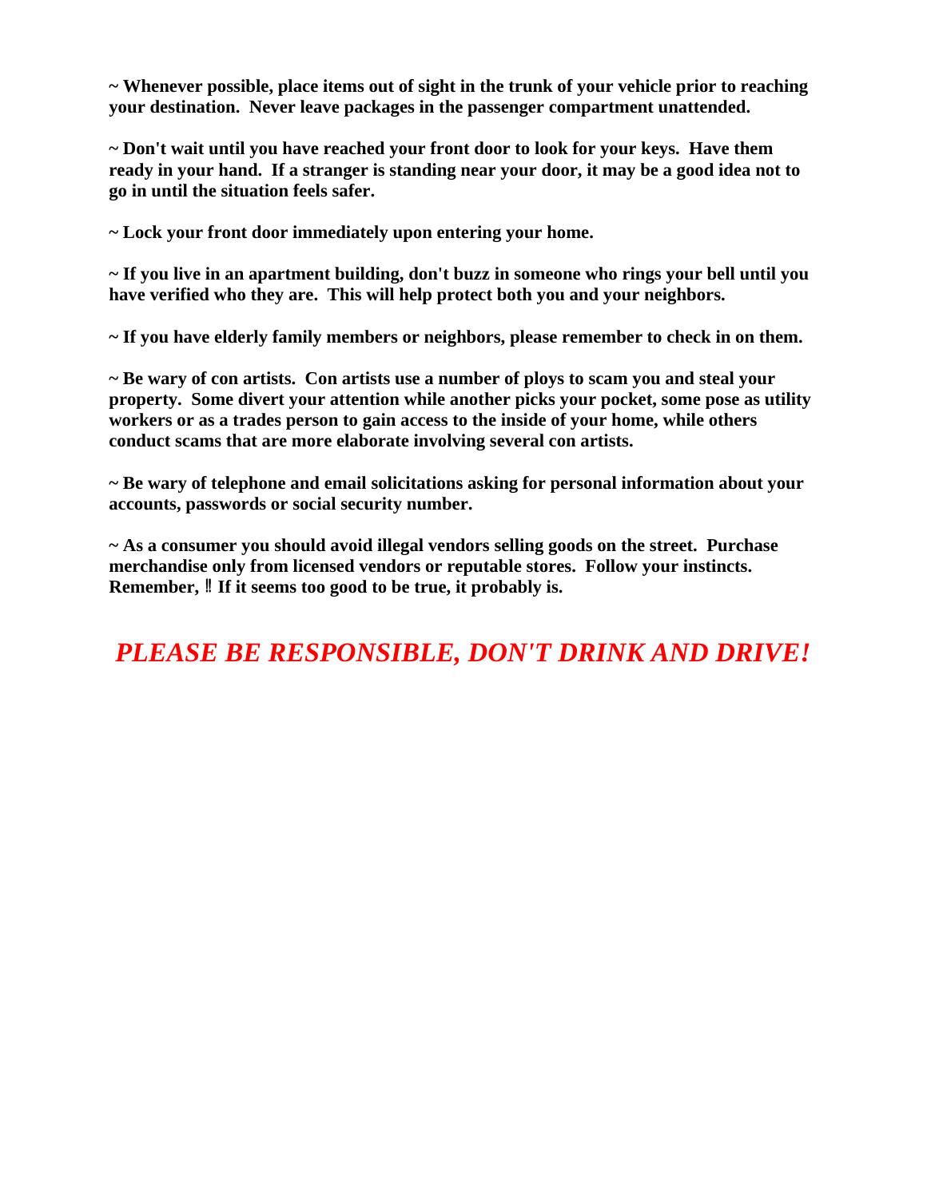**~ Whenever possible, place items out of sight in the trunk of your vehicle prior to reaching your destination. Never leave packages in the passenger compartment unattended.**

**~ Don't wait until you have reached your front door to look for your keys. Have them ready in your hand. If a stranger is standing near your door, it may be a good idea not to go in until the situation feels safer.**

**~ Lock your front door immediately upon entering your home.**

**~ If you live in an apartment building, don't buzz in someone who rings your bell until you have verified who they are. This will help protect both you and your neighbors.**

**~ If you have elderly family members or neighbors, please remember to check in on them.**

**~ Be wary of con artists. Con artists use a number of ploys to scam you and steal your property. Some divert your attention while another picks your pocket, some pose as utility workers or as a trades person to gain access to the inside of your home, while others conduct scams that are more elaborate involving several con artists.**

**~ Be wary of telephone and email solicitations asking for personal information about your accounts, passwords or social security number.**

**~ As a consumer you should avoid illegal vendors selling goods on the street. Purchase merchandise only from licensed vendors or reputable stores. Follow your instincts. Remember, ‼ If it seems too good to be true, it probably is.**

***PLEASE BE RESPONSIBLE, DON'T DRINK AND DRIVE!***